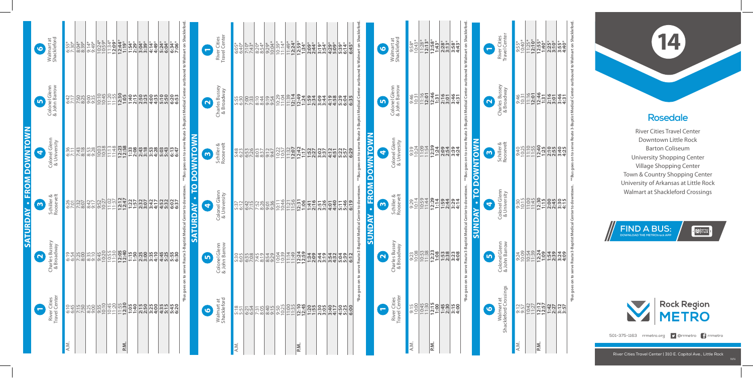# SATURDAY • FROM DOWNTOWN

| | 1 River Cities Travel Center | 2 Charles Bussey & Broadway | 3 Schiller & Roosevelt | 4 Colonel Glenn & University | 5 Colonel Glenn & John Barrow | 6 Walmart at Shackleford |
|---|---|---|---|---|---|---|
| A.M. | 6:10 | 6:19 | 6:26 | 6:36 | 6:42 | 6:55* |
| | 6:45 | 6:54 | 7:01 | 7:11 | 7:17 | 7:30* |
| | 7:15 | 7:25 | 7:32 | 7:43 | 7:50 | 8:04* |
| | 7:50 | 8:00 | 8:07 | 8:18 | 8:25 | 8:39* |
| | 8:25 | 8:35 | 8:42 | 8:53 | 9:00 | 9:14* |
| | 9:00 | 9:10 | 9:17 | 9:28 | 9:35 | 9:49* |
| | 9:35 | 9:45 | 9:52 | 10:03 | 10:10 | 10:24* |
| | 10:10 | 10:20 | 10:27 | 10:38 | 10:45 | 10:59* |
| | 10:45 | 10:55 | 11:02 | 11:13 | 11:20 | 11:34* |
| | 11:20 | 11:30 | 11:37 | 11:48 | 11:55 | **12:09*** |
| | 11:55 | **12:05** | **12:12** | **12:23** | **12:30** | **12:44*** |
| P.M. | **12:30** | **12:40** | **12:47** | **12:58** | **1:05** | **1:19*** |
| | **1:05** | **1:15** | **1:22** | **1:33** | **1:40** | **1:54*** |
| | **1:40** | **1:50** | **1:57** | **2:08** | **2:15** | **2:29*** |
| | **2:15** | **2:25** | **2:32** | **2:43** | **2:50** | **3:04*** |
| | **2:50** | **3:00** | **3:07** | **3:18** | **3:25** | **3:39*** |
| | **3:25** | **3:35** | **3:42** | **3:53** | **4:00** | **4:14*** |
| | **4:00** | **4:10** | **4:17** | **4:28** | **4:35** | **4:49*** |
| | **4:35** | **4:45** | **4:52** | **5:03** | **5:10** | **5:24*** |
| | **5:15** | **5:25** | **5:32** | **5:43** | **5:50** | **6:04*** |
| | **5:45** | **5:55** | **6:02** | **6:13** | **6:20** | **6:34*** |
| | **6:20** | **6:30** | **6:37** | **6:47** | **6:53** | **7:06*** |

*Bus goes on to serve Route 3-Baptist Medical Center to downtown. **Bus goes on to serve Route 3-Baptist Medical Center outbound to Walmart on Shackleford.

# SATURDAY • TO DOWNTOWN

| | 6 Walmart at Shackleford | 5 Colonel Glenn & John Barrow | 4 Colonel Glenn & University | 3 Schiller & Roosevelt | 2 Charles Bussey & Broadway | 1 River Cities Travel Center |
|---|---|---|---|---|---|---|
| A.M. | 5:18 | 5:30 | 5:37 | 5:48 | 5:55 | 6:05* |
| | 5:51 | 6:05 | 6:12 | 6:23 | 6:30 | 6:40* |
| | 6:21 | 6:35 | 6:42 | 6:53 | 7:00 | 7:10* |
| | 6:54 | 7:08 | 7:15 | 7:26 | 7:33 | 7:43* |
| | 7:31 | 7:45 | 7:52 | 8:03 | 8:10 | 8:20* |
| | 8:05 | 8:19 | 8:26 | 8:37 | 8:44 | 8:54* |
| | 8:40 | 8:54 | 9:01 | 9:12 | 9:19 | 9:29* |
| | 9:15 | 9:29 | 9:36 | 9:47 | 9:54 | 10:04* |
| | 9:50 | 10:04 | 10:11 | 10:22 | 10:29 | 10:39* |
| | 10:25 | 10:39 | 10:46 | 10:57 | 11:04 | 11:14* |
| | 11:00 | 11:14 | 11:21 | 11:32 | 11:39 | 11:49* |
| | 11:35 | 11:49 | 11:56 | **12:07** | **12:14** | **12:24*** |
| P.M. | **12:10** | **12:24** | **12:31** | **12:42** | **12:49** | **12:59*** |
| | **12:45** | **12:59** | **1:06** | **1:17** | **1:24** | **1:34*** |
| | **1:20** | **1:34** | **1:41** | **1:52** | **1:59** | **2:09*** |
| | **1:55** | **2:09** | **2:16** | **2:27** | **2:34** | **2:44*** |
| | **2:30** | **2:44** | **2:51** | **3:02** | **3:09** | **3:19*** |
| | **3:05** | **3:19** | **3:26** | **3:37** | **3:44** | **3:54*** |
| | **3:40** | **3:54** | **4:01** | **4:12** | **4:19** | **4:29*** |
| | **4:17** | **4:32** | **4:40** | **4:51** | **4:58** | **5:09*** |
| | **4:50** | **5:04** | **5:11** | **5:22** | **5:29** | **5:39*** |
| | **5:25** | **5:39** | **5:46** | **5:57** | **6:04** | **6:14*** |
| | **6:00** | **6:12** | **6:19** | **6:29** | **6:35** | **6:45*** |

*Bus goes on to serve Route 3-Baptist Medical Center to downtown. **Bus goes on to serve Route 3-Baptist Medical Center outbound to Walmart on Shackleford.

# SUNDAY • FROM DOWNTOWN

| | 1 River Cities Travel Center | 2 Charles Bussey & Broadway | 3 Schiller & Roosevelt | 4 Colonel Glenn & University | 5 Colonel Glenn & John Barrow | 6 Walmart at Shackleford |
|---|---|---|---|---|---|---|
| A.M. | 9:15 | 9:23 | 9:29 | 9:39 | 9:46 | 9:58* |
| | 10:00 | 10:08 | 10:14 | 10:24 | 10:31 | 10:43* |
| | 10:45 | 10:53 | 10:59 | 11:09 | 11:16 | 11:28* |
| | 11:30 | 11:38 | 11:44 | 11:54 | **12:01** | **12:13*** |
| P.M. | **12:15** | **12:23** | **12:29** | **12:39** | **12:46** | **12:58*** |
| | **1:00** | **1:08** | **1:14** | **1:24** | **1:31** | **1:43*** |
| | **1:45** | **1:53** | **1:59** | **2:09** | **2:16** | **2:28*** |
| | **2:30** | **2:38** | **2:44** | **2:54** | **3:01** | **3:13*** |
| | **3:15** | **3:23** | **3:29** | **3:39** | **3:46** | **3:58*** |
| | **4:00** | **4:08** | **4:14** | **4:24** | **4:31** | **4:43*** |

*Bus goes on to serve Route 3-Baptist Medical Center to downtown. **Bus goes on to serve Route 3-Baptist Medical Center outbound to Walmart on Shackleford.

# SUNDAY • TO DOWNTOWN

| | 6 Walmart at Shackleford Crossings | 5 Colonel Glenn & John Barrow | 4 Colonel Glenn & University | 3 Schiller & Roosevelt | 2 Charles Bussey & Broadway | 1 River Cities Travel Center |
|---|---|---|---|---|---|---|
| A.M. | 9:12 | 9:24 | 9:30 | 9:40 | 9:46 | 9:55* |
| | 9:57 | 10:09 | 10:15 | 10:25 | 10:31 | 10:40* |
| | 10:42 | 10:54 | 11:00 | 11:10 | 11:16 | 11:25* |
| | 11:27 | 11:39 | 11:45 | 11:55 | **12:01** | **12:10*** |
| P.M. | **12:12** | **12:24** | **12:30** | **12:40** | **12:46** | **12:55*** |
| | **12:57** | **1:09** | **1:15** | **1:25** | **1:31** | **1:40*** |
| | **1:42** | **1:54** | **2:00** | **2:10** | **2:16** | **2:25*** |
| | **2:27** | **2:39** | **2:45** | **2:55** | **3:01** | **3:10*** |
| | **3:12** | **3:24** | **3:30** | **3:40** | **3:46** | **3:55*** |
| | **3:57** | **4:09** | **4:15** | **4:25** | **4:31** | **4:40*** |

*Bus goes on to serve Route 3-Baptist Medical Center to downtown. **Bus goes on to serve Route 3-Baptist Medical Center outbound to Walmart on Shackleford.

# 14

## Rosedale

River Cities Travel Center
Downtown Little Rock
Barton Coliseum
University Shopping Center
Village Shopping Center
Town & Country Shopping Center
University of Arkansas at Little Rock
Walmart at Shackleford Crossings

**FIND A BUS:** DOWNLOAD THE METROtrack APP

Rock Region METRO

501-375-1163 rrmetro.org @rrmetro rrmetro

River Cities Travel Center | 310 E. Capitol Ave., Little Rock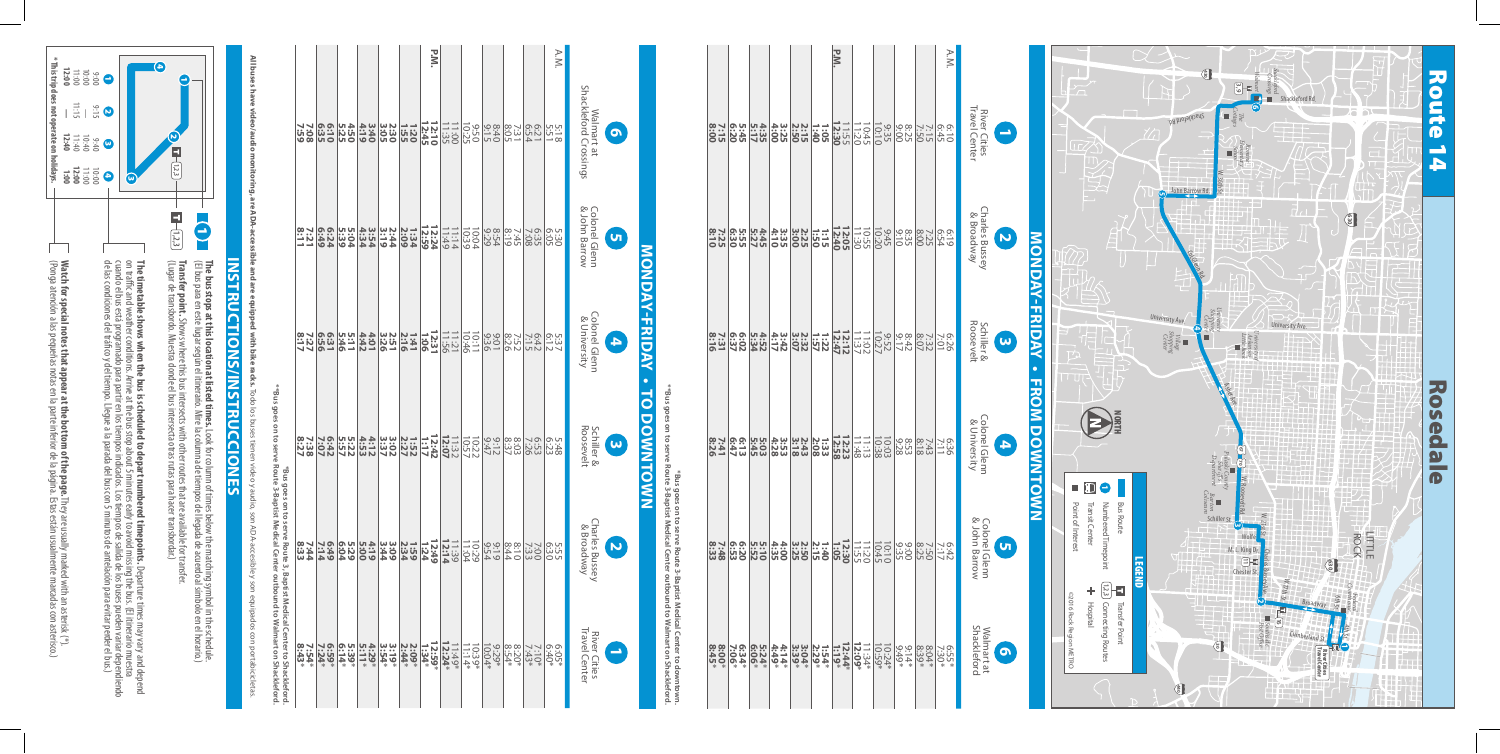# Route 14

# Rosedale

LEGEND

- Bus Route
- 1 Numbered Timepoint
- Transit Center
- Point of Interest
- Transfer Point
- 1,2,3 Connecting Routes
- Hospital

NORTH

## MONDAY-FRIDAY • FROM DOWNTOWN

| | 1 River Cities Travel Center | 2 Charles Bussey & Broadway | 3 Schiller & Roosevelt | 4 Colonel Glenn & University | 5 Colonel Glenn & John Barrow | 6 Walmart at Shackleford |
|---|---|---|---|---|---|---|
| A.M. | 6:10 | 6:19 | 6:26 | 6:36 | 6:42 | 6:55* |
| | 6:40 | 6:54 | 7:01 | 7:11 | 7:17 | 7:30* |
| | 7:15 | 7:25 | 7:32 | 7:43 | 7:50 | 8:04* |
| | 7:50 | 8:00 | 8:07 | 8:18 | 8:25 | 8:39* |
| | 8:25 | 8:35 | 8:42 | 8:53 | 9:00 | 9:14* |
| | 9:00 | 9:10 | 9:17 | 9:28 | 9:35 | 9:49* |
| | 9:35 | 9:45 | 9:52 | 10:03 | 10:10 | 10:24* |
| | 10:10 | 10:20 | 10:27 | 10:38 | 10:45 | 10:59* |
| | 10:45 | 10:55 | 11:02 | 11:13 | 11:20 | 11:34* |
| | 11:20 | 11:30 | 11:37 | 11:48 | 11:55 | **12:09*** |
| | 11:55 | **12:05** | **12:12** | **12:23** | **12:30** | **12:44*** |
| P.M. | **12:30** | **12:40** | **12:47** | **12:58** | **1:05** | **1:19*** |
| | **1:05** | **1:15** | **1:22** | **1:33** | **1:40** | **1:54*** |
| | **1:40** | **1:50** | **1:57** | **2:08** | **2:15** | **2:29*** |
| | **2:15** | **2:25** | **2:32** | **2:43** | **2:50** | **3:04*** |
| | **2:50** | **3:00** | **3:07** | **3:18** | **3:25** | **3:39*** |
| | **3:25** | **3:35** | **3:42** | **3:53** | **4:00** | **4:14*** |
| | **4:00** | **4:10** | **4:17** | **4:28** | **4:35** | **4:49*** |
| | **4:35** | **4:45** | **4:52** | **5:03** | **5:10** | **5:24*** |
| | **5:15** | **5:25** | **5:34** | **5:45** | **5:52** | **6:04*** |
| | **5:45** | **5:55** | **6:02** | **6:13** | **6:20** | **6:34*** |
| | **6:20** | **6:30** | **6:37** | **6:47** | **6:53** | **7:06*** |
| | **7:15** | **7:25** | **7:31** | **7:41** | **7:48** | **8:00*** |
| | **8:00** | **8:10** | **8:16** | **8:26** | **8:33** | **8:45*** |

*Bus goes on to serve Route 3-Baptist Medical Center to downtown.

**Bus goes on to serve Route 3-Baptist Medical Center outbound to Walmart on Shackleford.

## MONDAY-FRIDAY • TO DOWNTOWN

| | 6 Walmart at Shackleford Crossings | 5 Colonel Glenn & John Barrow | 4 Colonel Glenn & University | 3 Schiller & Roosevelt | 2 Charles Bussey & Broadway | 1 River Cities Travel Center |
|---|---|---|---|---|---|---|
| A.M. | 5:18 | 5:30 | 5:37 | 5:48 | 5:55 | 6:05* |
| | 5:51 | 6:05 | 6:12 | 6:23 | 6:30 | 6:40* |
| | 6:21 | 6:35 | 6:42 | 6:53 | 7:00 | 7:10* |
| | 6:54 | 7:08 | 7:15 | 7:26 | 7:33 | 7:43* |
| | 7:31 | 7:45 | 7:52 | 8:03 | 8:10 | 8:20* |
| | 8:05 | 8:19 | 8:26 | 8:37 | 8:44 | 8:54* |
| | 8:40 | 8:54 | 9:01 | 9:12 | 9:19 | 9:29* |
| | 9:15 | 9:29 | 9:36 | 9:47 | 9:54 | 10:04* |
| | 9:50 | 10:04 | 10:11 | 10:22 | 10:29 | 10:39* |
| | 10:25 | 10:39 | 10:46 | 10:57 | 11:04 | 11:14* |
| | 11:00 | 11:14 | 11:21 | 11:32 | 11:39 | 11:49* |
| | 11:35 | 11:49 | 11:56 | **12:07** | **12:14** | **12:24*** |
| P.M. | **12:10** | **12:24** | **12:31** | **12:42** | **12:49** | **12:59*** |
| | **12:45** | **12:59** | **1:06** | **1:17** | **1:24** | **1:34*** |
| | **1:20** | **1:34** | **1:41** | **1:52** | **1:59** | **2:09*** |
| | **1:55** | **2:09** | **2:16** | **2:27** | **2:34** | **2:44*** |
| | **2:30** | **2:44** | **2:51** | **3:02** | **3:09** | **3:19*** |
| | **3:05** | **3:19** | **3:26** | **3:37** | **3:44** | **3:54*** |
| | **3:40** | **3:54** | **4:01** | **4:12** | **4:19** | **4:29*** |
| | **4:15** | **4:34** | **4:41** | **4:52** | **5:00** | **5:10*** |
| | **4:50** | **5:04** | **5:11** | **5:22** | **5:29** | **5:39*** |
| | **5:25** | **5:39** | **5:46** | **5:57** | **6:04** | **6:14*** |
| | **6:10** | **6:24** | **6:31** | **6:42** | **6:49** | **6:59*** |
| | **6:35** | **6:49** | **6:56** | **7:07** | **7:14** | **7:24*** |
| | **7:08** | **7:21** | **7:27** | **7:38** | **7:44** | **7:54*** |
| | **7:59** | **8:11** | **8:17** | **8:27** | **8:33** | **8:43*** |

*Bus goes on to serve Route 3-Baptist Medical Center to Shackleford.

**Bus goes on to serve Route 3-Baptist Medical Center outbound to Walmart on Shackleford.

All buses have video/audio monitoring, are ADA-accessible and are equipped with bike racks. Todos los buses tienen video y audio, son ADA-accessible y son equipados con portabicicletas.

## INSTRUCTIONS/INSTRUCCIONES

**The bus stops at this location at listed times.** Look for columns of times below the matching symbol in the schedule. (El bus para en este lugar según el itinerario. Mire la columna de tiempo del llegada de acuerdo al símbolo en el horario.)

**Transfer point.** Shows where this bus intersects with other routes that are available for transfer. (Lugar de trasbordo. Muestra dónde el bus intersecta otras rutas para hacer trasbordar.)

**The timetable shows when the bus is scheduled to depart numbered timepoints.** Departure times may vary and depend on traffic and weather conditions. Arrive at the bus stop about 5 minutes early to avoid missing the bus. (El itinerario muestra cuando el bus está programado para partir en los tiempos indicados. Los tiempos de salida de los buses pueden variar dependiendo de las condiciones del tráfico y del tiempo. Llegue a la parada del bus con 5 minutos de anterioridad para evitar perder el bus.)

| 1 | 2 | 3 | 4 |
|---|---|---|---|
| 9:00 | 9:15 | 9:40 | 10:00 |
| 10:00 | — | 10:40 | 11:00 |
| 11:00 | 11:15 | 11:40 | **12:00** |
| **12:00** | — | **12:40** | **1:00** |

*This trip does not operate on holidays.

**Watch for special notes that appear at the bottom of the page.** They are usually marked with an asterisk (*). (Ponga atención a las pequeñas notas en la parte inferior de la página. Éstas están usualmente marcadas con asterisco.)